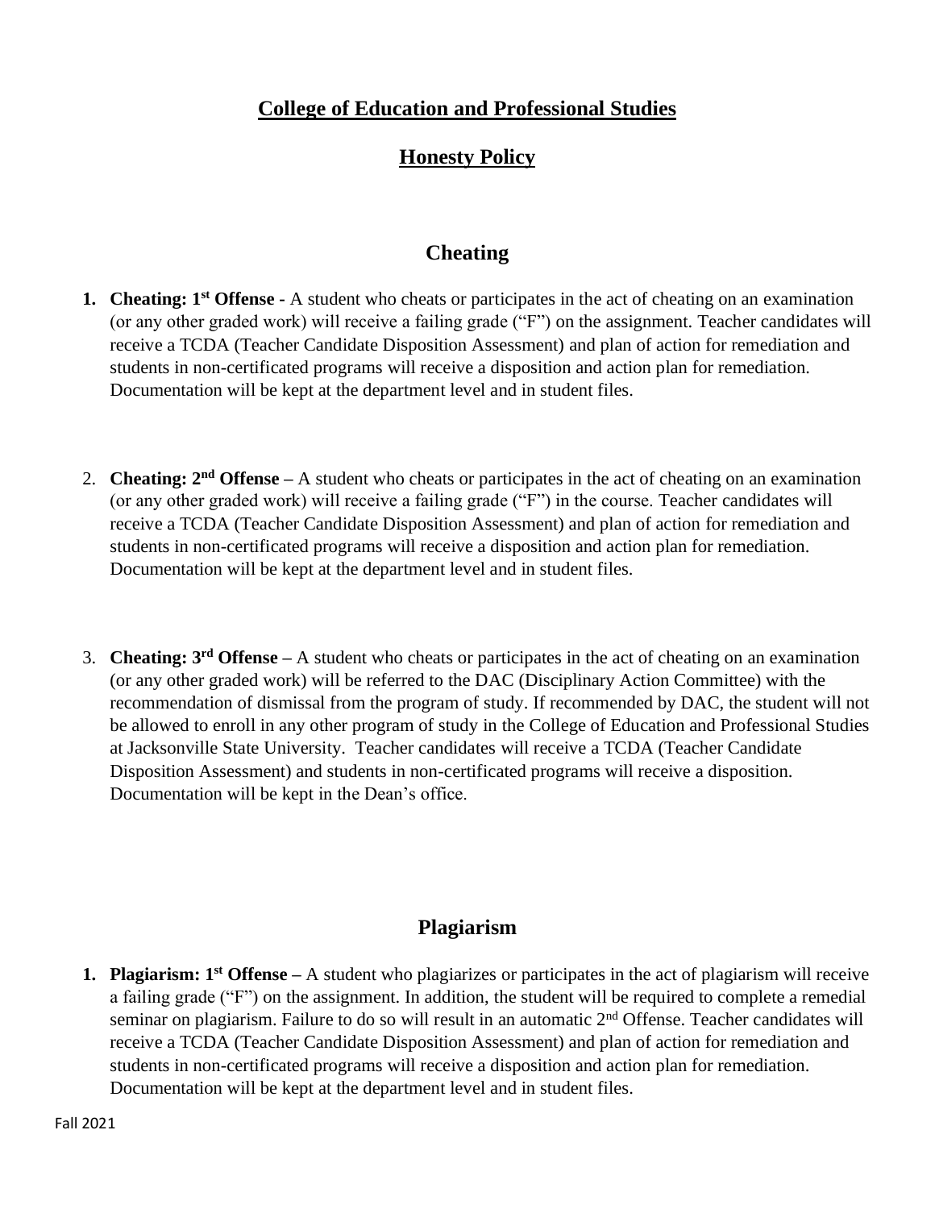# College of Education and Professional Studies

## Honesty Policy

### Cheating

1. **Cheating: 1st Offense -** A student who cheats or participates in the act of cheating on an examination (or any other graded work) will receive a failing grade ("F") on the assignment. Teacher candidates will receive a TCDA (Teacher Candidate Disposition Assessment) and plan of action for remediation and students in non-certificated programs will receive a disposition and action plan for remediation. Documentation will be kept at the department level and in student files.

2. **Cheating: 2nd Offense –** A student who cheats or participates in the act of cheating on an examination (or any other graded work) will receive a failing grade ("F") in the course. Teacher candidates will receive a TCDA (Teacher Candidate Disposition Assessment) and plan of action for remediation and students in non-certificated programs will receive a disposition and action plan for remediation. Documentation will be kept at the department level and in student files.

3. **Cheating: 3rd Offense –** A student who cheats or participates in the act of cheating on an examination (or any other graded work) will be referred to the DAC (Disciplinary Action Committee) with the recommendation of dismissal from the program of study. If recommended by DAC, the student will not be allowed to enroll in any other program of study in the College of Education and Professional Studies at Jacksonville State University. Teacher candidates will receive a TCDA (Teacher Candidate Disposition Assessment) and students in non-certificated programs will receive a disposition. Documentation will be kept in the Dean's office.

### Plagiarism

1. **Plagiarism: 1st Offense –** A student who plagiarizes or participates in the act of plagiarism will receive a failing grade ("F") on the assignment. In addition, the student will be required to complete a remedial seminar on plagiarism. Failure to do so will result in an automatic 2nd Offense. Teacher candidates will receive a TCDA (Teacher Candidate Disposition Assessment) and plan of action for remediation and students in non-certificated programs will receive a disposition and action plan for remediation. Documentation will be kept at the department level and in student files.

Fall 2021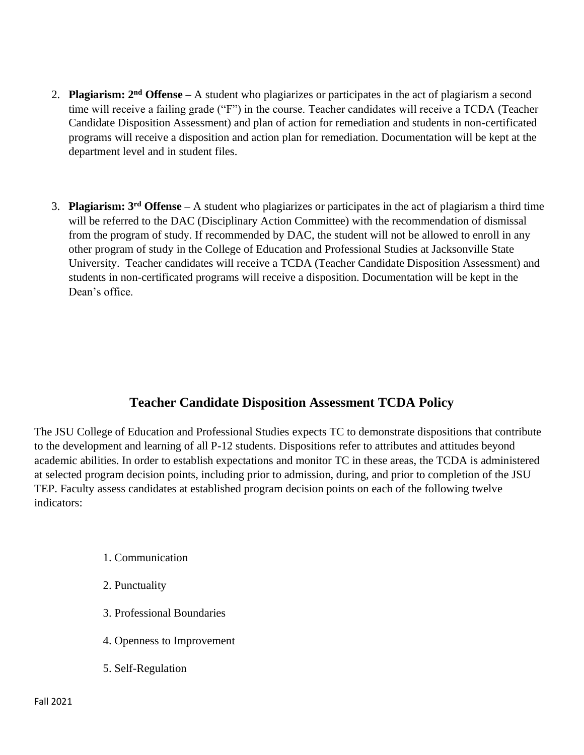2. **Plagiarism: 2nd Offense –** A student who plagiarizes or participates in the act of plagiarism a second time will receive a failing grade ("F") in the course. Teacher candidates will receive a TCDA (Teacher Candidate Disposition Assessment) and plan of action for remediation and students in non-certificated programs will receive a disposition and action plan for remediation. Documentation will be kept at the department level and in student files.

3. **Plagiarism: 3rd Offense –** A student who plagiarizes or participates in the act of plagiarism a third time will be referred to the DAC (Disciplinary Action Committee) with the recommendation of dismissal from the program of study. If recommended by DAC, the student will not be allowed to enroll in any other program of study in the College of Education and Professional Studies at Jacksonville State University. Teacher candidates will receive a TCDA (Teacher Candidate Disposition Assessment) and students in non-certificated programs will receive a disposition. Documentation will be kept in the Dean's office.

## Teacher Candidate Disposition Assessment TCDA Policy

The JSU College of Education and Professional Studies expects TC to demonstrate dispositions that contribute to the development and learning of all P-12 students. Dispositions refer to attributes and attitudes beyond academic abilities. In order to establish expectations and monitor TC in these areas, the TCDA is administered at selected program decision points, including prior to admission, during, and prior to completion of the JSU TEP. Faculty assess candidates at established program decision points on each of the following twelve indicators:

1. Communication
2. Punctuality
3. Professional Boundaries
4. Openness to Improvement
5. Self-Regulation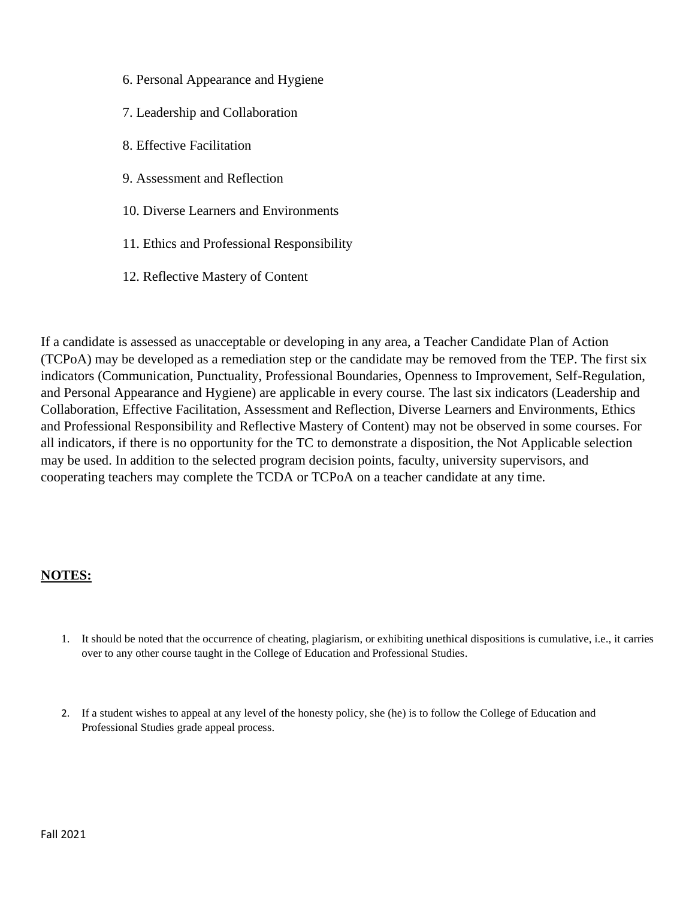6. Personal Appearance and Hygiene
7. Leadership and Collaboration
8. Effective Facilitation
9. Assessment and Reflection
10. Diverse Learners and Environments
11. Ethics and Professional Responsibility
12. Reflective Mastery of Content

If a candidate is assessed as unacceptable or developing in any area, a Teacher Candidate Plan of Action (TCPoA) may be developed as a remediation step or the candidate may be removed from the TEP. The first six indicators (Communication, Punctuality, Professional Boundaries, Openness to Improvement, Self-Regulation, and Personal Appearance and Hygiene) are applicable in every course. The last six indicators (Leadership and Collaboration, Effective Facilitation, Assessment and Reflection, Diverse Learners and Environments, Ethics and Professional Responsibility and Reflective Mastery of Content) may not be observed in some courses. For all indicators, if there is no opportunity for the TC to demonstrate a disposition, the Not Applicable selection may be used. In addition to the selected program decision points, faculty, university supervisors, and cooperating teachers may complete the TCDA or TCPoA on a teacher candidate at any time.

**NOTES:**

1. It should be noted that the occurrence of cheating, plagiarism, or exhibiting unethical dispositions is cumulative, i.e., it carries over to any other course taught in the College of Education and Professional Studies.

2. If a student wishes to appeal at any level of the honesty policy, she (he) is to follow the College of Education and Professional Studies grade appeal process.

Fall 2021